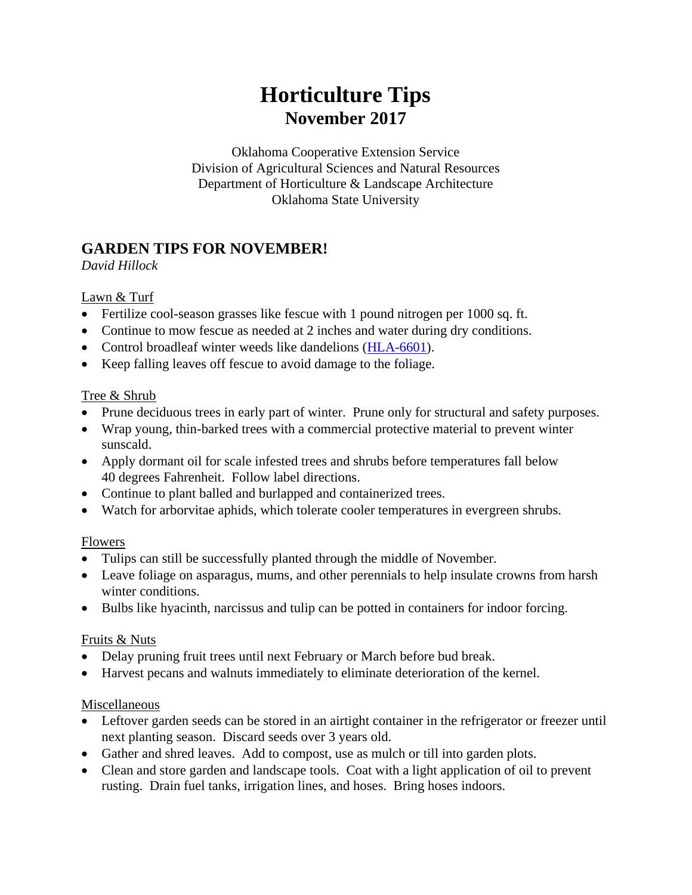# Horticulture Tips
## November 2017

Oklahoma Cooperative Extension Service
Division of Agricultural Sciences and Natural Resources
Department of Horticulture & Landscape Architecture
Oklahoma State University

## GARDEN TIPS FOR NOVEMBER!

*David Hillock*

Lawn & Turf

- Fertilize cool-season grasses like fescue with 1 pound nitrogen per 1000 sq. ft.
- Continue to mow fescue as needed at 2 inches and water during dry conditions.
- Control broadleaf winter weeds like dandelions (HLA-6601).
- Keep falling leaves off fescue to avoid damage to the foliage.

Tree & Shrub

- Prune deciduous trees in early part of winter. Prune only for structural and safety purposes.
- Wrap young, thin-barked trees with a commercial protective material to prevent winter sunscald.
- Apply dormant oil for scale infested trees and shrubs before temperatures fall below 40 degrees Fahrenheit. Follow label directions.
- Continue to plant balled and burlapped and containerized trees.
- Watch for arborvitae aphids, which tolerate cooler temperatures in evergreen shrubs.

Flowers

- Tulips can still be successfully planted through the middle of November.
- Leave foliage on asparagus, mums, and other perennials to help insulate crowns from harsh winter conditions.
- Bulbs like hyacinth, narcissus and tulip can be potted in containers for indoor forcing.

Fruits & Nuts

- Delay pruning fruit trees until next February or March before bud break.
- Harvest pecans and walnuts immediately to eliminate deterioration of the kernel.

Miscellaneous

- Leftover garden seeds can be stored in an airtight container in the refrigerator or freezer until next planting season. Discard seeds over 3 years old.
- Gather and shred leaves. Add to compost, use as mulch or till into garden plots.
- Clean and store garden and landscape tools. Coat with a light application of oil to prevent rusting. Drain fuel tanks, irrigation lines, and hoses. Bring hoses indoors.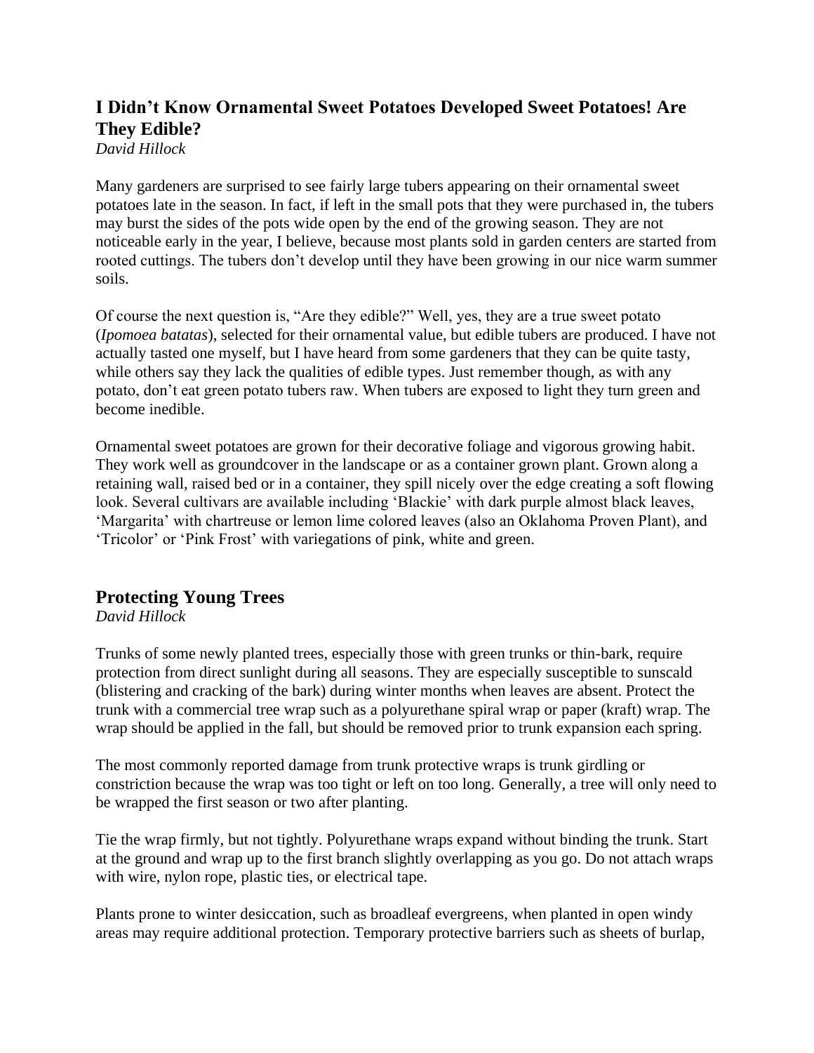## I Didn't Know Ornamental Sweet Potatoes Developed Sweet Potatoes! Are They Edible?

*David Hillock*

Many gardeners are surprised to see fairly large tubers appearing on their ornamental sweet potatoes late in the season. In fact, if left in the small pots that they were purchased in, the tubers may burst the sides of the pots wide open by the end of the growing season. They are not noticeable early in the year, I believe, because most plants sold in garden centers are started from rooted cuttings. The tubers don't develop until they have been growing in our nice warm summer soils.

Of course the next question is, "Are they edible?" Well, yes, they are a true sweet potato (*Ipomoea batatas*), selected for their ornamental value, but edible tubers are produced. I have not actually tasted one myself, but I have heard from some gardeners that they can be quite tasty, while others say they lack the qualities of edible types. Just remember though, as with any potato, don't eat green potato tubers raw. When tubers are exposed to light they turn green and become inedible.

Ornamental sweet potatoes are grown for their decorative foliage and vigorous growing habit. They work well as groundcover in the landscape or as a container grown plant. Grown along a retaining wall, raised bed or in a container, they spill nicely over the edge creating a soft flowing look. Several cultivars are available including 'Blackie' with dark purple almost black leaves, 'Margarita' with chartreuse or lemon lime colored leaves (also an Oklahoma Proven Plant), and 'Tricolor' or 'Pink Frost' with variegations of pink, white and green.

## Protecting Young Trees

*David Hillock*

Trunks of some newly planted trees, especially those with green trunks or thin-bark, require protection from direct sunlight during all seasons. They are especially susceptible to sunscald (blistering and cracking of the bark) during winter months when leaves are absent. Protect the trunk with a commercial tree wrap such as a polyurethane spiral wrap or paper (kraft) wrap. The wrap should be applied in the fall, but should be removed prior to trunk expansion each spring.

The most commonly reported damage from trunk protective wraps is trunk girdling or constriction because the wrap was too tight or left on too long. Generally, a tree will only need to be wrapped the first season or two after planting.

Tie the wrap firmly, but not tightly. Polyurethane wraps expand without binding the trunk. Start at the ground and wrap up to the first branch slightly overlapping as you go. Do not attach wraps with wire, nylon rope, plastic ties, or electrical tape.

Plants prone to winter desiccation, such as broadleaf evergreens, when planted in open windy areas may require additional protection. Temporary protective barriers such as sheets of burlap,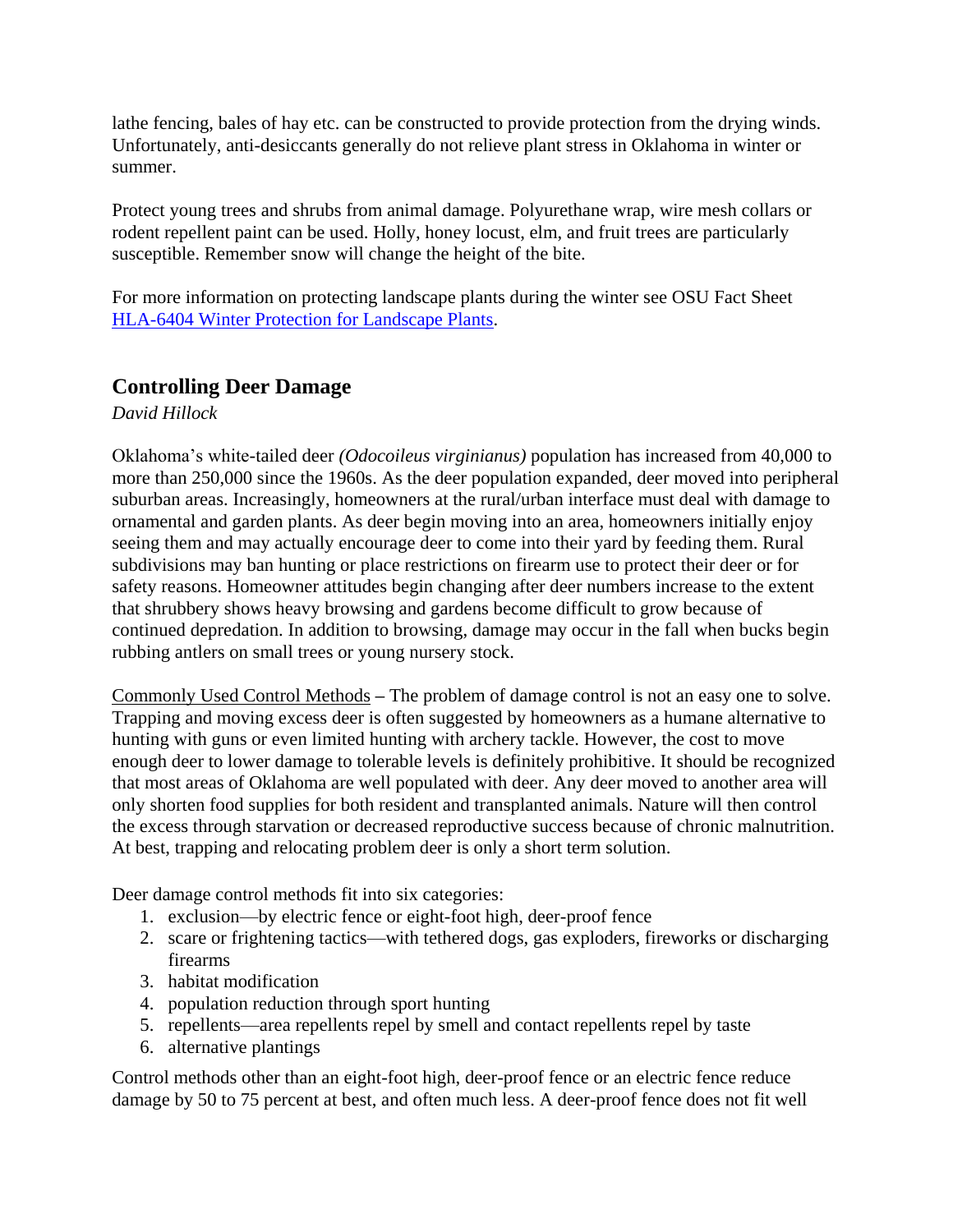lathe fencing, bales of hay etc. can be constructed to provide protection from the drying winds. Unfortunately, anti-desiccants generally do not relieve plant stress in Oklahoma in winter or summer.

Protect young trees and shrubs from animal damage. Polyurethane wrap, wire mesh collars or rodent repellent paint can be used. Holly, honey locust, elm, and fruit trees are particularly susceptible. Remember snow will change the height of the bite.

For more information on protecting landscape plants during the winter see OSU Fact Sheet [HLA-6404 Winter Protection for Landscape Plants](HLA-6404 Winter Protection for Landscape Plants).

## Controlling Deer Damage

*David Hillock*

Oklahoma's white-tailed deer *(Odocoileus virginianus)* population has increased from 40,000 to more than 250,000 since the 1960s. As the deer population expanded, deer moved into peripheral suburban areas. Increasingly, homeowners at the rural/urban interface must deal with damage to ornamental and garden plants. As deer begin moving into an area, homeowners initially enjoy seeing them and may actually encourage deer to come into their yard by feeding them. Rural subdivisions may ban hunting or place restrictions on firearm use to protect their deer or for safety reasons. Homeowner attitudes begin changing after deer numbers increase to the extent that shrubbery shows heavy browsing and gardens become difficult to grow because of continued depredation. In addition to browsing, damage may occur in the fall when bucks begin rubbing antlers on small trees or young nursery stock.

<u>Commonly Used Control Methods</u> – The problem of damage control is not an easy one to solve. Trapping and moving excess deer is often suggested by homeowners as a humane alternative to hunting with guns or even limited hunting with archery tackle. However, the cost to move enough deer to lower damage to tolerable levels is definitely prohibitive. It should be recognized that most areas of Oklahoma are well populated with deer. Any deer moved to another area will only shorten food supplies for both resident and transplanted animals. Nature will then control the excess through starvation or decreased reproductive success because of chronic malnutrition. At best, trapping and relocating problem deer is only a short term solution.

Deer damage control methods fit into six categories:

1. exclusion—by electric fence or eight-foot high, deer-proof fence
2. scare or frightening tactics—with tethered dogs, gas exploders, fireworks or discharging firearms
3. habitat modification
4. population reduction through sport hunting
5. repellents—area repellents repel by smell and contact repellents repel by taste
6. alternative plantings

Control methods other than an eight-foot high, deer-proof fence or an electric fence reduce damage by 50 to 75 percent at best, and often much less. A deer-proof fence does not fit well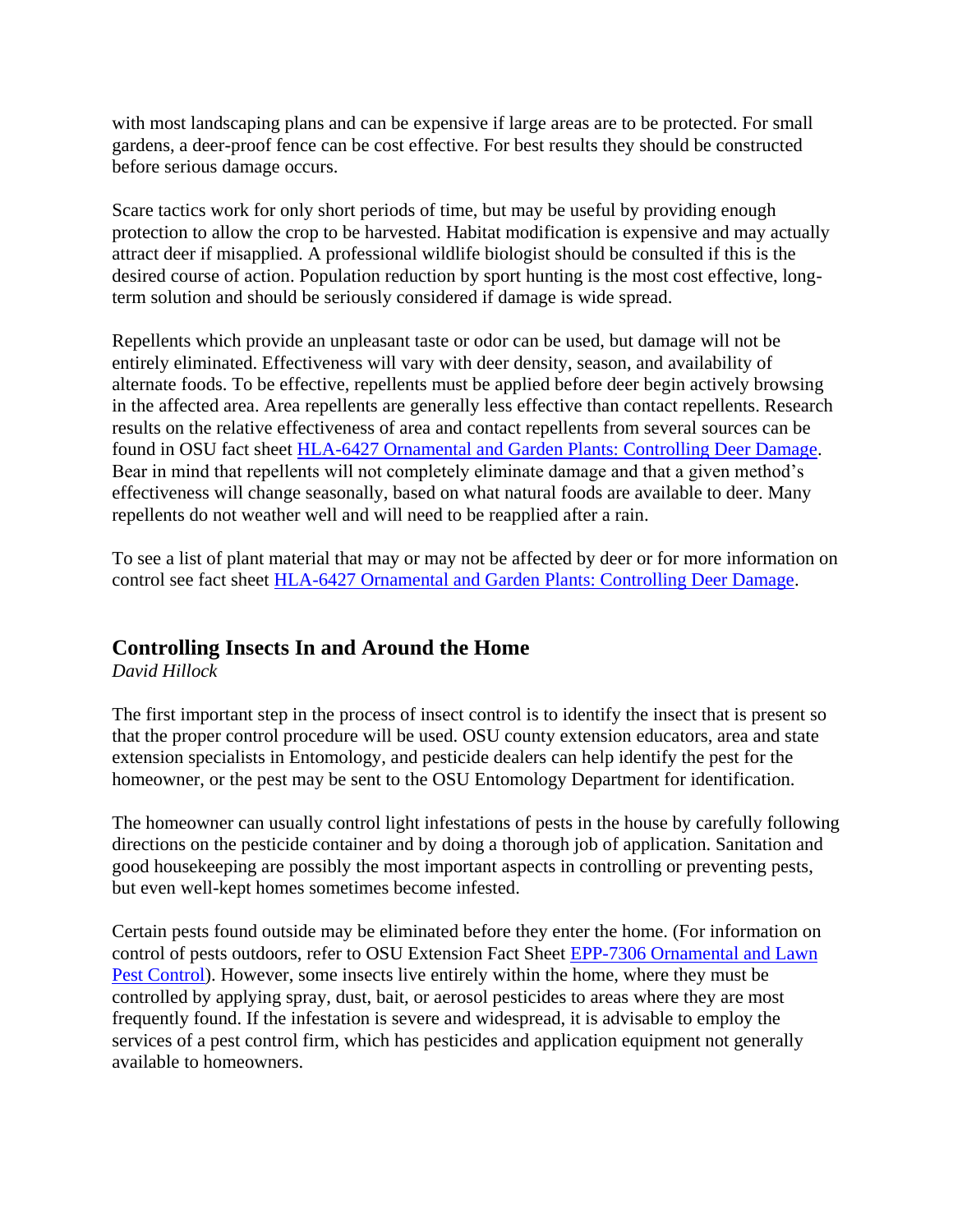with most landscaping plans and can be expensive if large areas are to be protected. For small gardens, a deer-proof fence can be cost effective. For best results they should be constructed before serious damage occurs.

Scare tactics work for only short periods of time, but may be useful by providing enough protection to allow the crop to be harvested. Habitat modification is expensive and may actually attract deer if misapplied. A professional wildlife biologist should be consulted if this is the desired course of action. Population reduction by sport hunting is the most cost effective, long-term solution and should be seriously considered if damage is wide spread.

Repellents which provide an unpleasant taste or odor can be used, but damage will not be entirely eliminated. Effectiveness will vary with deer density, season, and availability of alternate foods. To be effective, repellents must be applied before deer begin actively browsing in the affected area. Area repellents are generally less effective than contact repellents. Research results on the relative effectiveness of area and contact repellents from several sources can be found in OSU fact sheet HLA-6427 Ornamental and Garden Plants: Controlling Deer Damage. Bear in mind that repellents will not completely eliminate damage and that a given method's effectiveness will change seasonally, based on what natural foods are available to deer. Many repellents do not weather well and will need to be reapplied after a rain.

To see a list of plant material that may or may not be affected by deer or for more information on control see fact sheet HLA-6427 Ornamental and Garden Plants: Controlling Deer Damage.

## Controlling Insects In and Around the Home

*David Hillock*

The first important step in the process of insect control is to identify the insect that is present so that the proper control procedure will be used. OSU county extension educators, area and state extension specialists in Entomology, and pesticide dealers can help identify the pest for the homeowner, or the pest may be sent to the OSU Entomology Department for identification.

The homeowner can usually control light infestations of pests in the house by carefully following directions on the pesticide container and by doing a thorough job of application. Sanitation and good housekeeping are possibly the most important aspects in controlling or preventing pests, but even well-kept homes sometimes become infested.

Certain pests found outside may be eliminated before they enter the home. (For information on control of pests outdoors, refer to OSU Extension Fact Sheet EPP-7306 Ornamental and Lawn Pest Control). However, some insects live entirely within the home, where they must be controlled by applying spray, dust, bait, or aerosol pesticides to areas where they are most frequently found. If the infestation is severe and widespread, it is advisable to employ the services of a pest control firm, which has pesticides and application equipment not generally available to homeowners.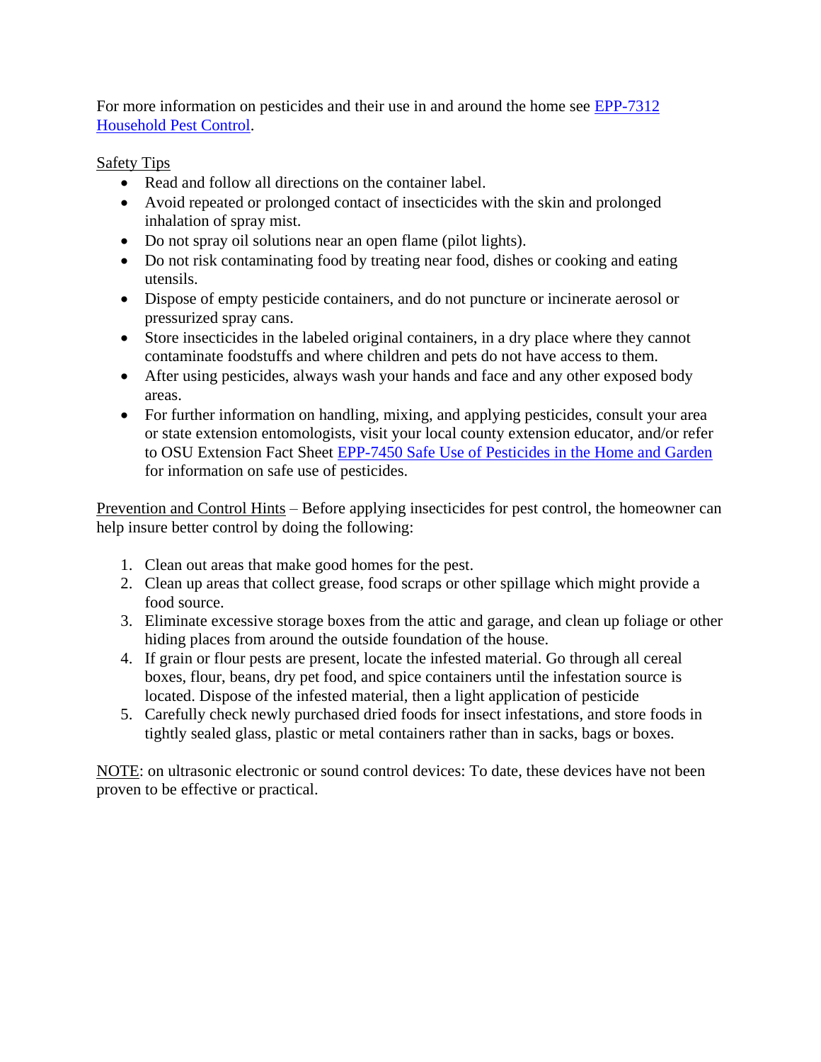For more information on pesticides and their use in and around the home see [EPP-7312 Household Pest Control](EPP-7312 Household Pest Control).

Safety Tips

- Read and follow all directions on the container label.
- Avoid repeated or prolonged contact of insecticides with the skin and prolonged inhalation of spray mist.
- Do not spray oil solutions near an open flame (pilot lights).
- Do not risk contaminating food by treating near food, dishes or cooking and eating utensils.
- Dispose of empty pesticide containers, and do not puncture or incinerate aerosol or pressurized spray cans.
- Store insecticides in the labeled original containers, in a dry place where they cannot contaminate foodstuffs and where children and pets do not have access to them.
- After using pesticides, always wash your hands and face and any other exposed body areas.
- For further information on handling, mixing, and applying pesticides, consult your area or state extension entomologists, visit your local county extension educator, and/or refer to OSU Extension Fact Sheet EPP-7450 Safe Use of Pesticides in the Home and Garden for information on safe use of pesticides.

Prevention and Control Hints – Before applying insecticides for pest control, the homeowner can help insure better control by doing the following:

1. Clean out areas that make good homes for the pest.
2. Clean up areas that collect grease, food scraps or other spillage which might provide a food source.
3. Eliminate excessive storage boxes from the attic and garage, and clean up foliage or other hiding places from around the outside foundation of the house.
4. If grain or flour pests are present, locate the infested material. Go through all cereal boxes, flour, beans, dry pet food, and spice containers until the infestation source is located. Dispose of the infested material, then a light application of pesticide
5. Carefully check newly purchased dried foods for insect infestations, and store foods in tightly sealed glass, plastic or metal containers rather than in sacks, bags or boxes.

NOTE: on ultrasonic electronic or sound control devices: To date, these devices have not been proven to be effective or practical.